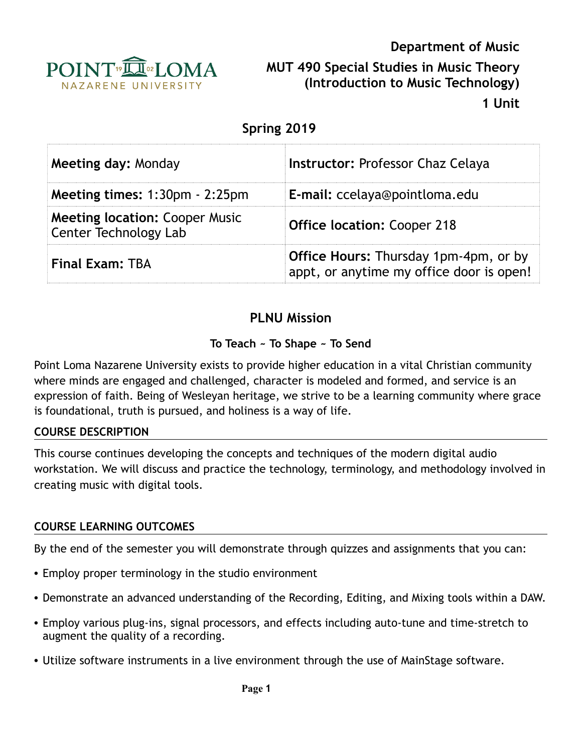**Department of Music**

# MUT 490 Special Studies in Music Theory (Introduction to Music Technology)

**1 Unit**

## Spring 2019

| | |
|---|---|
| **Meeting day:** Monday | **Instructor:** Professor Chaz Celaya |
| **Meeting times:** 1:30pm - 2:25pm | **E-mail:** ccelaya@pointloma.edu |
| **Meeting location:** Cooper Music Center Technology Lab | **Office location:** Cooper 218 |
| **Final Exam:** TBA | **Office Hours:** Thursday 1pm-4pm, or by appt, or anytime my office door is open! |

## PLNU Mission

**To Teach ~ To Shape ~ To Send**

Point Loma Nazarene University exists to provide higher education in a vital Christian community where minds are engaged and challenged, character is modeled and formed, and service is an expression of faith. Being of Wesleyan heritage, we strive to be a learning community where grace is foundational, truth is pursued, and holiness is a way of life.

### COURSE DESCRIPTION

This course continues developing the concepts and techniques of the modern digital audio workstation. We will discuss and practice the technology, terminology, and methodology involved in creating music with digital tools.

### COURSE LEARNING OUTCOMES

By the end of the semester you will demonstrate through quizzes and assignments that you can:

- Employ proper terminology in the studio environment
- Demonstrate an advanced understanding of the Recording, Editing, and Mixing tools within a DAW.
- Employ various plug-ins, signal processors, and effects including auto-tune and time-stretch to augment the quality of a recording.
- Utilize software instruments in a live environment through the use of MainStage software.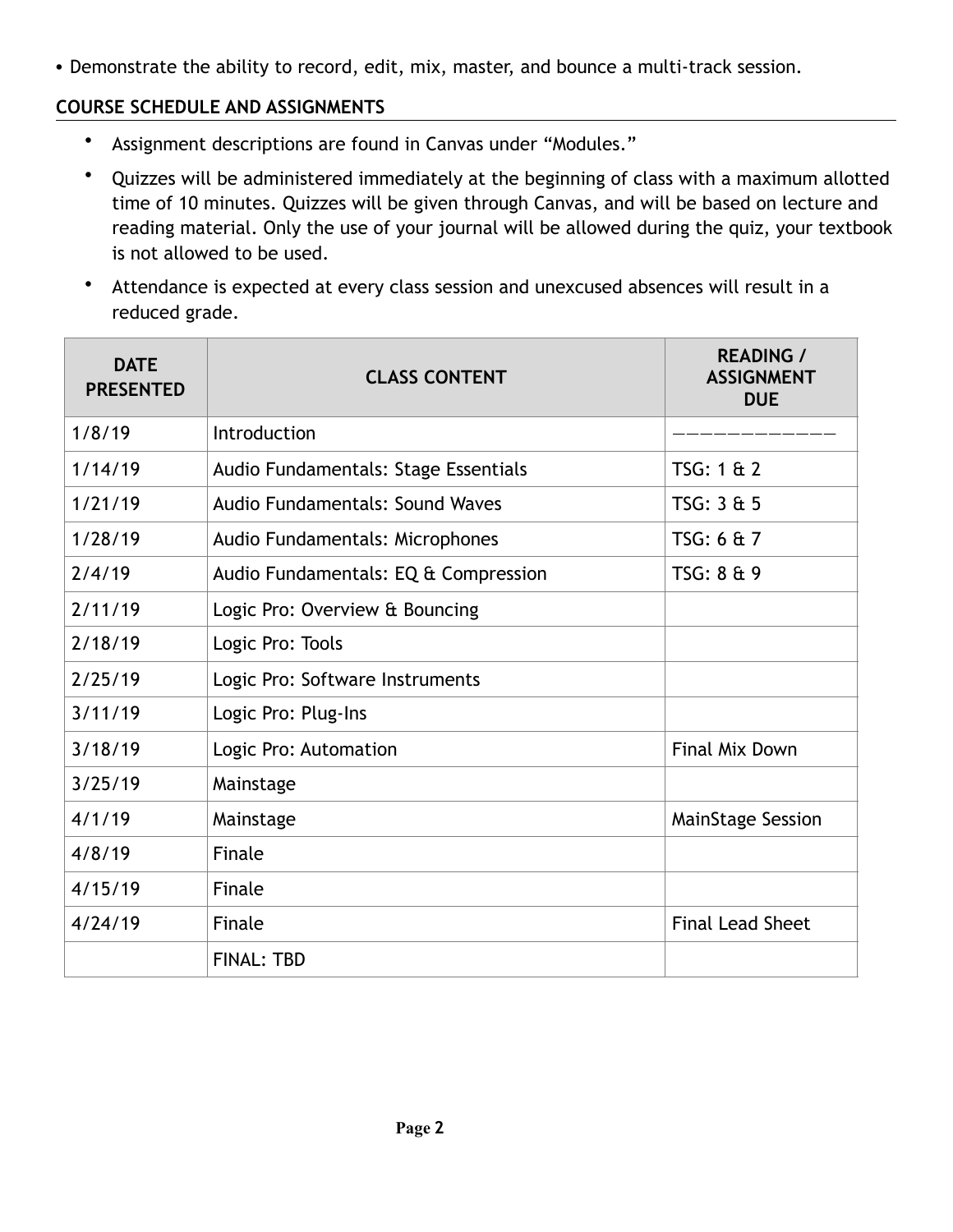• Demonstrate the ability to record, edit, mix, master, and bounce a multi-track session.

## COURSE SCHEDULE AND ASSIGNMENTS

- Assignment descriptions are found in Canvas under "Modules."
- Quizzes will be administered immediately at the beginning of class with a maximum allotted time of 10 minutes. Quizzes will be given through Canvas, and will be based on lecture and reading material. Only the use of your journal will be allowed during the quiz, your textbook is not allowed to be used.
- Attendance is expected at every class session and unexcused absences will result in a reduced grade.

| DATE PRESENTED | CLASS CONTENT | READING / ASSIGNMENT DUE |
|---|---|---|
| 1/8/19 | Introduction | ———————————— |
| 1/14/19 | Audio Fundamentals: Stage Essentials | TSG: 1 & 2 |
| 1/21/19 | Audio Fundamentals: Sound Waves | TSG: 3 & 5 |
| 1/28/19 | Audio Fundamentals: Microphones | TSG: 6 & 7 |
| 2/4/19 | Audio Fundamentals: EQ & Compression | TSG: 8 & 9 |
| 2/11/19 | Logic Pro: Overview & Bouncing | |
| 2/18/19 | Logic Pro: Tools | |
| 2/25/19 | Logic Pro: Software Instruments | |
| 3/11/19 | Logic Pro: Plug-Ins | |
| 3/18/19 | Logic Pro: Automation | Final Mix Down |
| 3/25/19 | Mainstage | |
| 4/1/19 | Mainstage | MainStage Session |
| 4/8/19 | Finale | |
| 4/15/19 | Finale | |
| 4/24/19 | Finale | Final Lead Sheet |
| | FINAL: TBD | |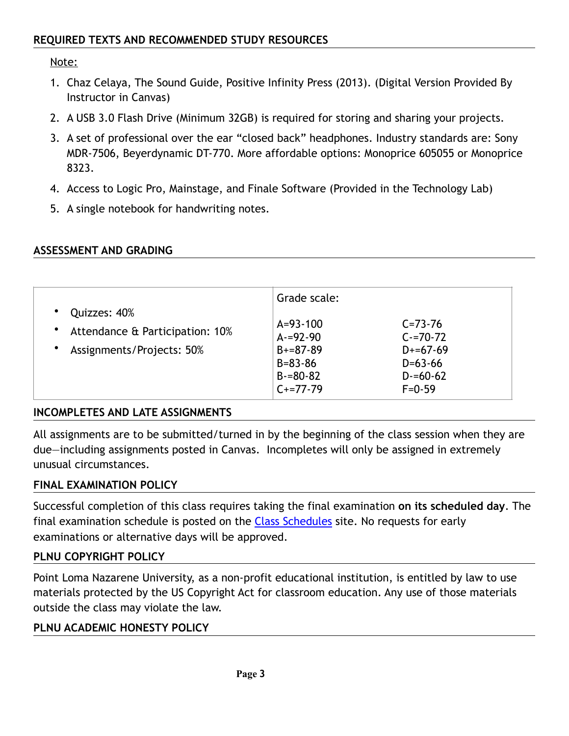## REQUIRED TEXTS AND RECOMMENDED STUDY RESOURCES

Note:

1. Chaz Celaya, The Sound Guide, Positive Infinity Press (2013). (Digital Version Provided By Instructor in Canvas)
2. A USB 3.0 Flash Drive (Minimum 32GB) is required for storing and sharing your projects.
3. A set of professional over the ear "closed back" headphones. Industry standards are: Sony MDR-7506, Beyerdynamic DT-770. More affordable options: Monoprice 605055 or Monoprice 8323.
4. Access to Logic Pro, Mainstage, and Finale Software (Provided in the Technology Lab)
5. A single notebook for handwriting notes.

## ASSESSMENT AND GRADING

| | Grade scale: | |
|---|---|---|
| • Quizzes: 40%<br>• Attendance & Participation: 10%<br>• Assignments/Projects: 50% | A=93-100<br>A-=92-90<br>B+=87-89<br>B=83-86<br>B-=80-82<br>C+=77-79 | C=73-76<br>C-=70-72<br>D+=67-69<br>D=63-66<br>D-=60-62<br>F=0-59 |

## INCOMPLETES AND LATE ASSIGNMENTS

All assignments are to be submitted/turned in by the beginning of the class session when they are due—including assignments posted in Canvas. Incompletes will only be assigned in extremely unusual circumstances.

## FINAL EXAMINATION POLICY

Successful completion of this class requires taking the final examination **on its scheduled day**. The final examination schedule is posted on the Class Schedules site. No requests for early examinations or alternative days will be approved.

## PLNU COPYRIGHT POLICY

Point Loma Nazarene University, as a non-profit educational institution, is entitled by law to use materials protected by the US Copyright Act for classroom education. Any use of those materials outside the class may violate the law.

## PLNU ACADEMIC HONESTY POLICY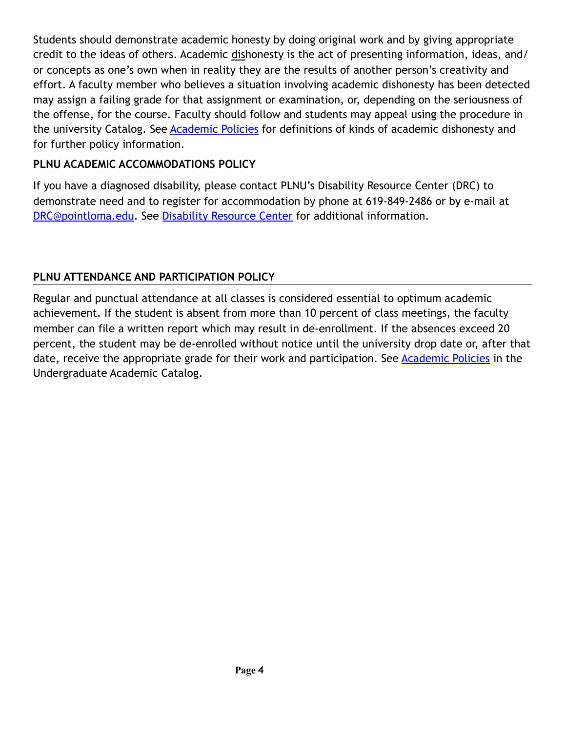Students should demonstrate academic honesty by doing original work and by giving appropriate credit to the ideas of others. Academic dishonesty is the act of presenting information, ideas, and/or concepts as one's own when in reality they are the results of another person's creativity and effort. A faculty member who believes a situation involving academic dishonesty has been detected may assign a failing grade for that assignment or examination, or, depending on the seriousness of the offense, for the course. Faculty should follow and students may appeal using the procedure in the university Catalog. See Academic Policies for definitions of kinds of academic dishonesty and for further policy information.

## PLNU ACADEMIC ACCOMMODATIONS POLICY

If you have a diagnosed disability, please contact PLNU's Disability Resource Center (DRC) to demonstrate need and to register for accommodation by phone at 619-849-2486 or by e-mail at DRC@pointloma.edu. See Disability Resource Center for additional information.

## PLNU ATTENDANCE AND PARTICIPATION POLICY

Regular and punctual attendance at all classes is considered essential to optimum academic achievement. If the student is absent from more than 10 percent of class meetings, the faculty member can file a written report which may result in de-enrollment. If the absences exceed 20 percent, the student may be de-enrolled without notice until the university drop date or, after that date, receive the appropriate grade for their work and participation. See Academic Policies in the Undergraduate Academic Catalog.